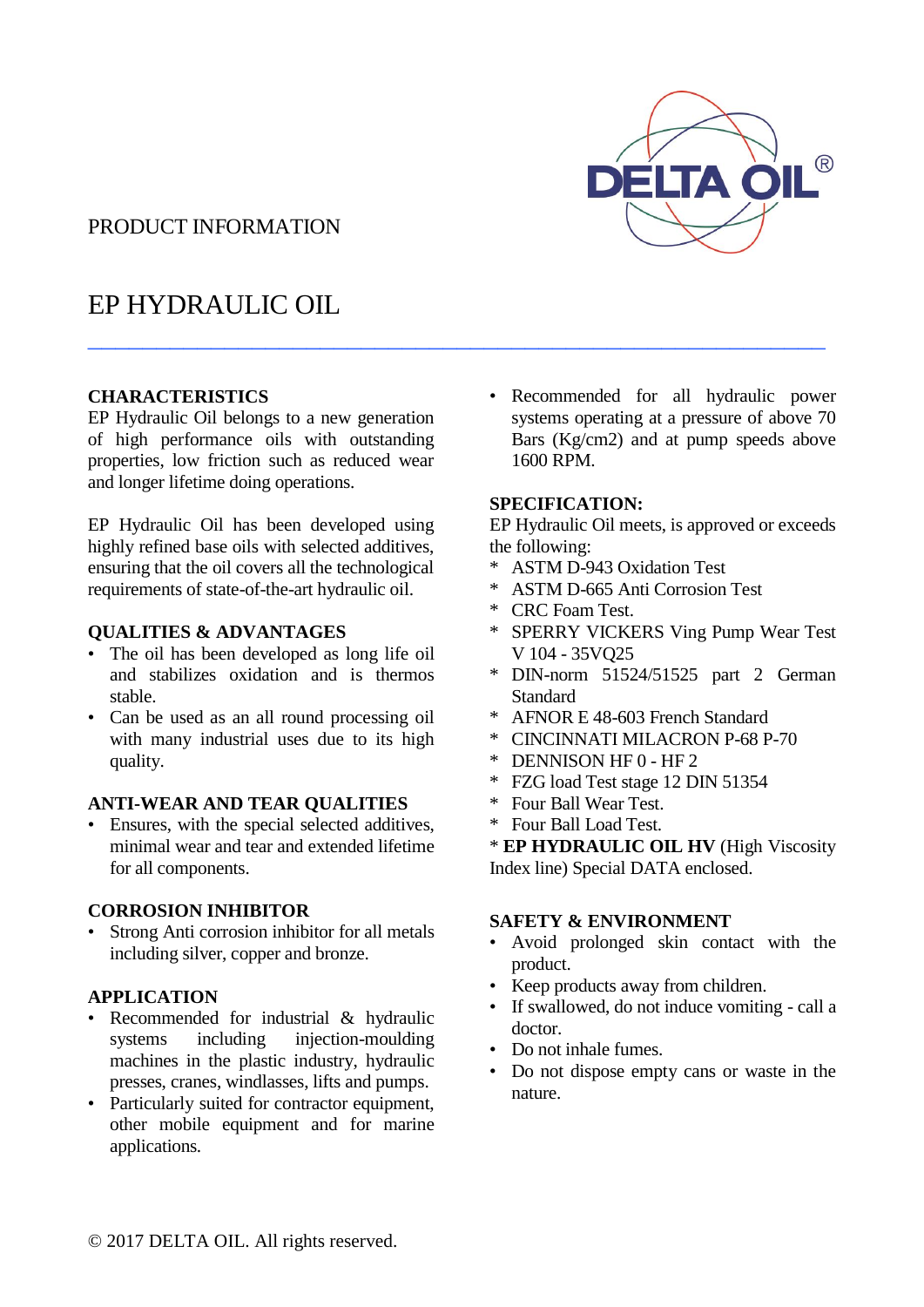DELTA OIL®

PRODUCT INFORMATION

# EP HYDRAULIC OIL

## CHARACTERISTICS

EP Hydraulic Oil belongs to a new generation of high performance oils with outstanding properties, low friction such as reduced wear and longer lifetime doing operations.

EP Hydraulic Oil has been developed using highly refined base oils with selected additives, ensuring that the oil covers all the technological requirements of state-of-the-art hydraulic oil.

## QUALITIES & ADVANTAGES

- The oil has been developed as long life oil and stabilizes oxidation and is thermos stable.
- Can be used as an all round processing oil with many industrial uses due to its high quality.

## ANTI-WEAR AND TEAR QUALITIES

- Ensures, with the special selected additives, minimal wear and tear and extended lifetime for all components.

## CORROSION INHIBITOR

- Strong Anti corrosion inhibitor for all metals including silver, copper and bronze.

## APPLICATION

- Recommended for industrial & hydraulic systems including injection-moulding machines in the plastic industry, hydraulic presses, cranes, windlasses, lifts and pumps.
- Particularly suited for contractor equipment, other mobile equipment and for marine applications.
- Recommended for all hydraulic power systems operating at a pressure of above 70 Bars (Kg/cm2) and at pump speeds above 1600 RPM.

## SPECIFICATION:

EP Hydraulic Oil meets, is approved or exceeds the following:

* ASTM D-943 Oxidation Test
* ASTM D-665 Anti Corrosion Test
* CRC Foam Test.
* SPERRY VICKERS Ving Pump Wear Test V 104 - 35VQ25
* DIN-norm 51524/51525 part 2 German Standard
* AFNOR E 48-603 French Standard
* CINCINNATI MILACRON P-68 P-70
* DENNISON HF 0 - HF 2
* FZG load Test stage 12 DIN 51354
* Four Ball Wear Test.
* Four Ball Load Test.

* **EP HYDRAULIC OIL HV** (High Viscosity Index line) Special DATA enclosed.

## SAFETY & ENVIRONMENT

- Avoid prolonged skin contact with the product.
- Keep products away from children.
- If swallowed, do not induce vomiting - call a doctor.
- Do not inhale fumes.
- Do not dispose empty cans or waste in the nature.

© 2017 DELTA OIL. All rights reserved.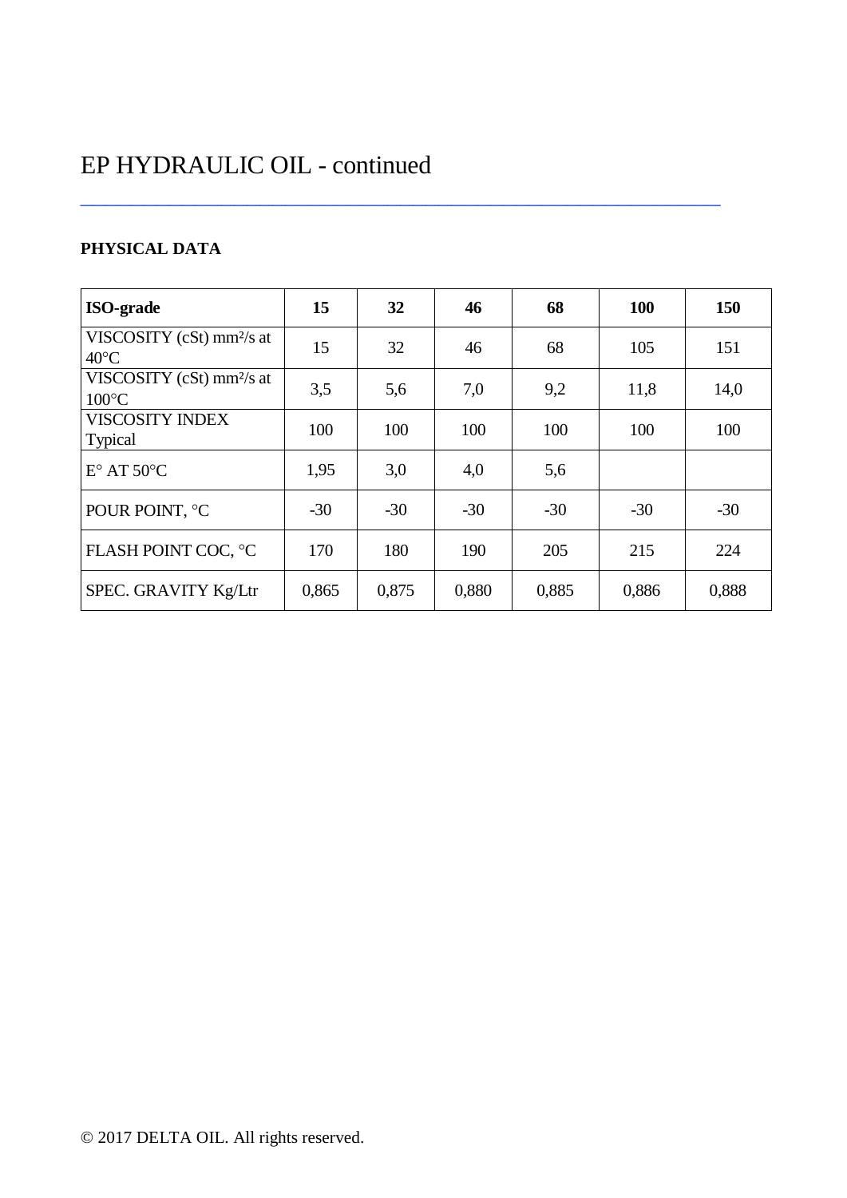# EP HYDRAULIC OIL - continued

**PHYSICAL DATA**

| **ISO-grade** | **15** | **32** | **46** | **68** | **100** | **150** |
|---|---|---|---|---|---|---|
| VISCOSITY (cSt) mm²/s at 40°C | 15 | 32 | 46 | 68 | 105 | 151 |
| VISCOSITY (cSt) mm²/s at 100°C | 3,5 | 5,6 | 7,0 | 9,2 | 11,8 | 14,0 |
| VISCOSITY INDEX Typical | 100 | 100 | 100 | 100 | 100 | 100 |
| E° AT 50°C | 1,95 | 3,0 | 4,0 | 5,6 | | |
| POUR POINT, °C | -30 | -30 | -30 | -30 | -30 | -30 |
| FLASH POINT COC, °C | 170 | 180 | 190 | 205 | 215 | 224 |
| SPEC. GRAVITY Kg/Ltr | 0,865 | 0,875 | 0,880 | 0,885 | 0,886 | 0,888 |

© 2017 DELTA OIL. All rights reserved.